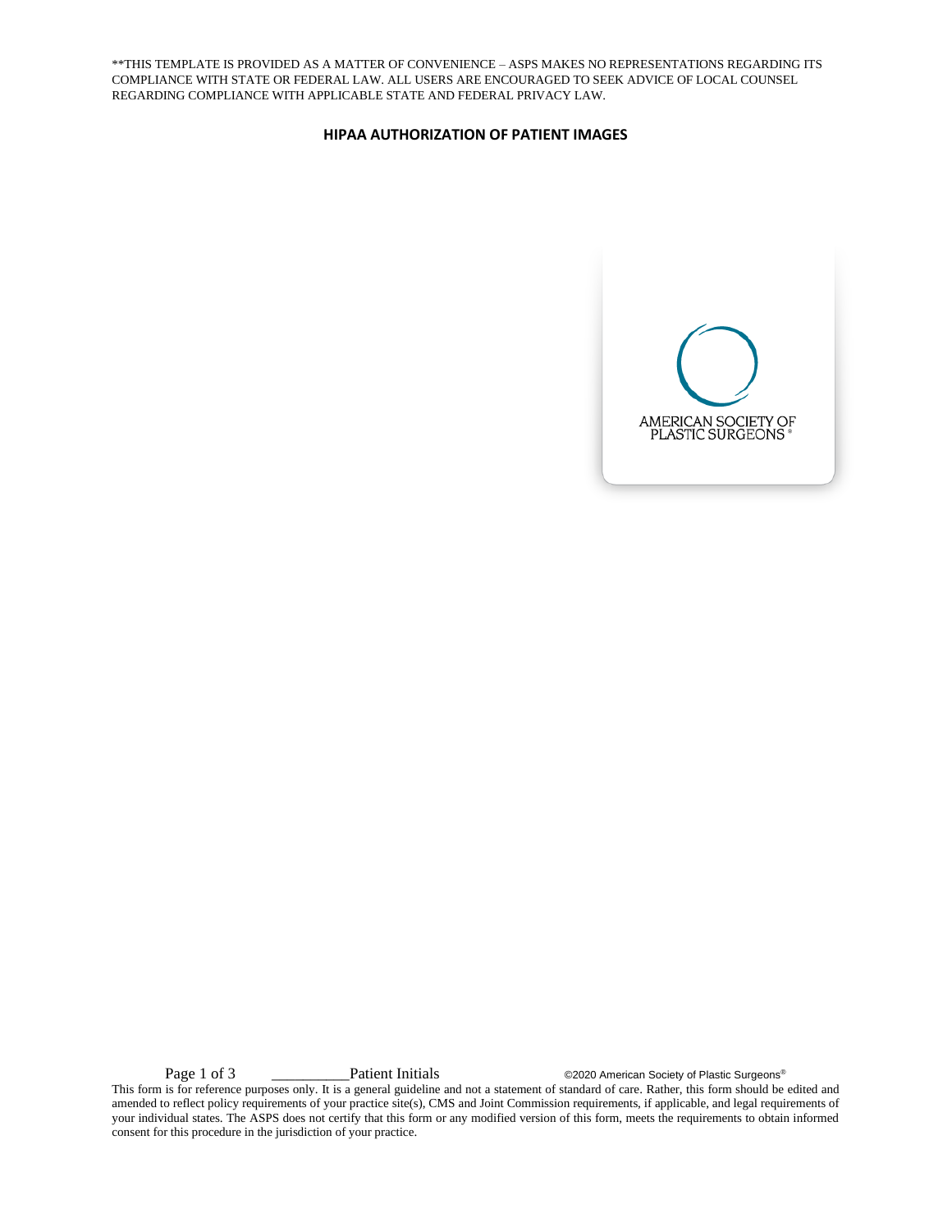**THIS TEMPLATE IS PROVIDED AS A MATTER OF CONVENIENCE – ASPS MAKES NO REPRESENTATIONS REGARDING ITS COMPLIANCE WITH STATE OR FEDERAL LAW. ALL USERS ARE ENCOURAGED TO SEEK ADVICE OF LOCAL COUNSEL REGARDING COMPLIANCE WITH APPLICABLE STATE AND FEDERAL PRIVACY LAW.

# HIPAA AUTHORIZATION OF PATIENT IMAGES

AMERICAN SOCIETY OF PLASTIC SURGEONS®

__________Patient Initials

©2020 American Society of Plastic Surgeons®

This form is for reference purposes only. It is a general guideline and not a statement of standard of care. Rather, this form should be edited and amended to reflect policy requirements of your practice site(s), CMS and Joint Commission requirements, if applicable, and legal requirements of your individual states. The ASPS does not certify that this form or any modified version of this form, meets the requirements to obtain informed consent for this procedure in the jurisdiction of your practice.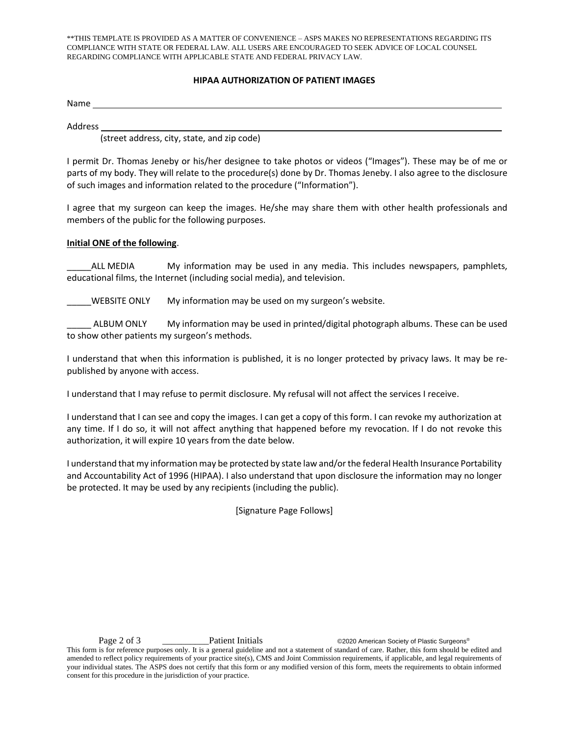**THIS TEMPLATE IS PROVIDED AS A MATTER OF CONVENIENCE – ASPS MAKES NO REPRESENTATIONS REGARDING ITS COMPLIANCE WITH STATE OR FEDERAL LAW. ALL USERS ARE ENCOURAGED TO SEEK ADVICE OF LOCAL COUNSEL REGARDING COMPLIANCE WITH APPLICABLE STATE AND FEDERAL PRIVACY LAW.

**HIPAA AUTHORIZATION OF PATIENT IMAGES**

Name ____________________________________________________________________________

Address __________________________________________________________________________
(street address, city, state, and zip code)

I permit Dr. Thomas Jeneby or his/her designee to take photos or videos ("Images"). These may be of me or parts of my body. They will relate to the procedure(s) done by Dr. Thomas Jeneby. I also agree to the disclosure of such images and information related to the procedure ("Information").

I agree that my surgeon can keep the images. He/she may share them with other health professionals and members of the public for the following purposes.

**Initial ONE of the following**.

_____ALL MEDIA My information may be used in any media. This includes newspapers, pamphlets, educational films, the Internet (including social media), and television.

_____WEBSITE ONLY My information may be used on my surgeon's website.

_____ ALBUM ONLY My information may be used in printed/digital photograph albums. These can be used to show other patients my surgeon's methods.

I understand that when this information is published, it is no longer protected by privacy laws. It may be re-published by anyone with access.

I understand that I may refuse to permit disclosure. My refusal will not affect the services I receive.

I understand that I can see and copy the images. I can get a copy of this form. I can revoke my authorization at any time. If I do so, it will not affect anything that happened before my revocation. If I do not revoke this authorization, it will expire 10 years from the date below.

I understand that my information may be protected by state law and/or the federal Health Insurance Portability and Accountability Act of 1996 (HIPAA). I also understand that upon disclosure the information may no longer be protected. It may be used by any recipients (including the public).

[Signature Page Follows]

__________Patient Initials ©2020 American Society of Plastic Surgeons®

This form is for reference purposes only. It is a general guideline and not a statement of standard of care. Rather, this form should be edited and amended to reflect policy requirements of your practice site(s), CMS and Joint Commission requirements, if applicable, and legal requirements of your individual states. The ASPS does not certify that this form or any modified version of this form, meets the requirements to obtain informed consent for this procedure in the jurisdiction of your practice.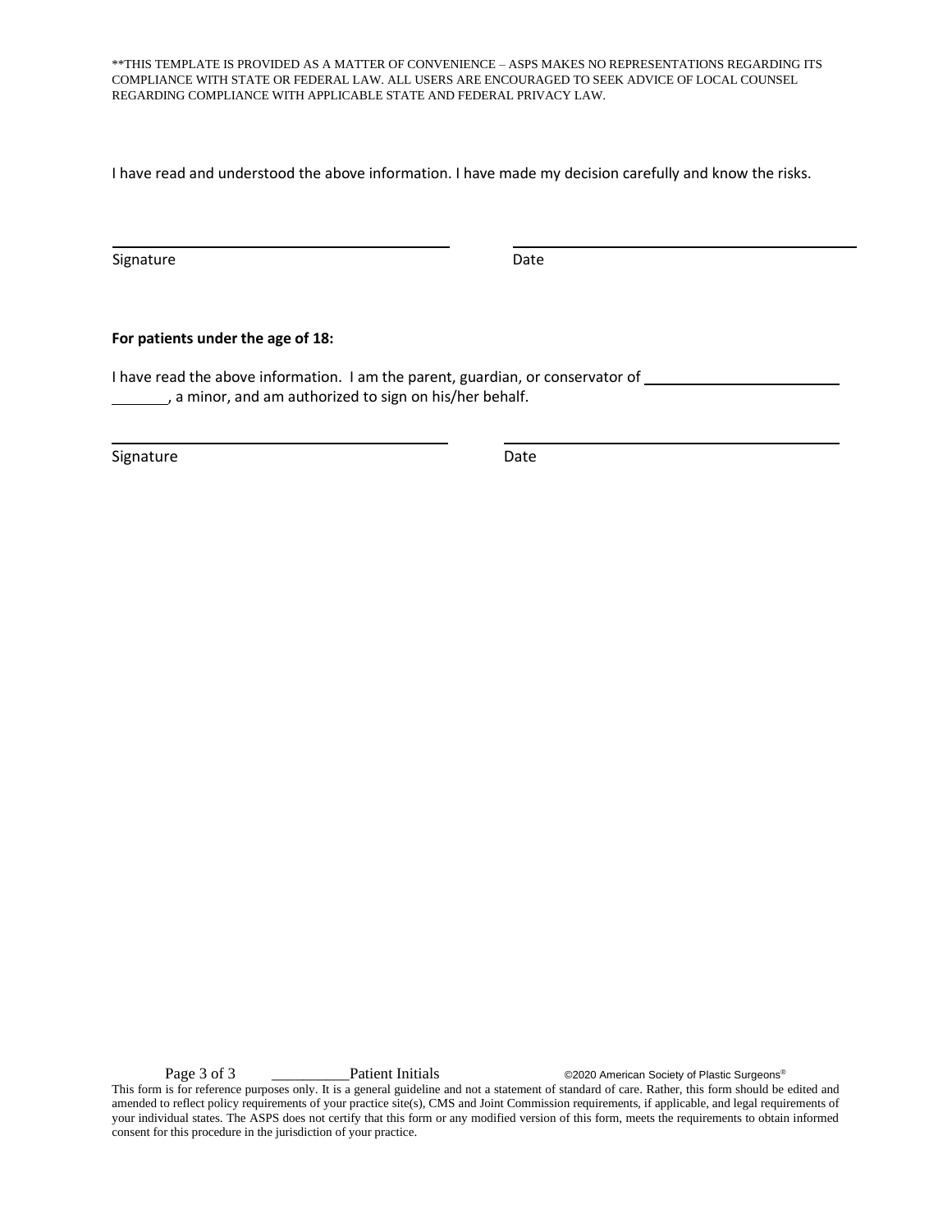**THIS TEMPLATE IS PROVIDED AS A MATTER OF CONVENIENCE – ASPS MAKES NO REPRESENTATIONS REGARDING ITS COMPLIANCE WITH STATE OR FEDERAL LAW. ALL USERS ARE ENCOURAGED TO SEEK ADVICE OF LOCAL COUNSEL REGARDING COMPLIANCE WITH APPLICABLE STATE AND FEDERAL PRIVACY LAW.

I have read and understood the above information. I have made my decision carefully and know the risks.

| | |
|---|---|
| ______________________________ | ______________________________ |
| Signature | Date |

**For patients under the age of 18:**

I have read the above information. I am the parent, guardian, or conservator of ______________________ _______, a minor, and am authorized to sign on his/her behalf.

| | |
|---|---|
| ______________________________ | ______________________________ |
| Signature | Date |

__________Patient Initials ©2020 American Society of Plastic Surgeons®

This form is for reference purposes only. It is a general guideline and not a statement of standard of care. Rather, this form should be edited and amended to reflect policy requirements of your practice site(s), CMS and Joint Commission requirements, if applicable, and legal requirements of your individual states. The ASPS does not certify that this form or any modified version of this form, meets the requirements to obtain informed consent for this procedure in the jurisdiction of your practice.